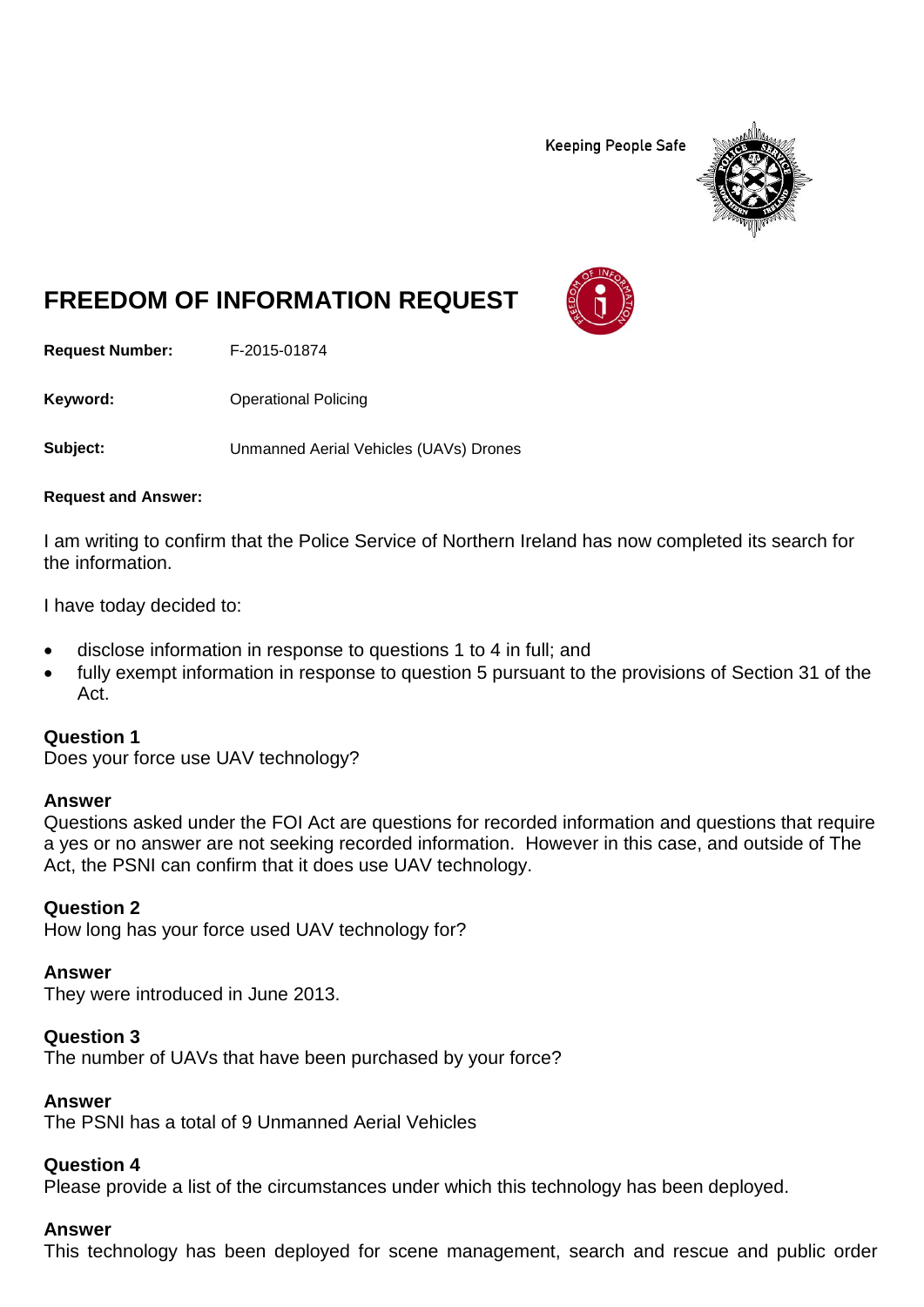Keeping People Safe

# FREEDOM OF INFORMATION REQUEST

**Request Number:** F-2015-01874

**Keyword:** Operational Policing

**Subject:** Unmanned Aerial Vehicles (UAVs) Drones

**Request and Answer:**

I am writing to confirm that the Police Service of Northern Ireland has now completed its search for the information.

I have today decided to:

- disclose information in response to questions 1 to 4 in full; and
- fully exempt information in response to question 5 pursuant to the provisions of Section 31 of the Act.

**Question 1**
Does your force use UAV technology?

**Answer**
Questions asked under the FOI Act are questions for recorded information and questions that require a yes or no answer are not seeking recorded information. However in this case, and outside of The Act, the PSNI can confirm that it does use UAV technology.

**Question 2**
How long has your force used UAV technology for?

**Answer**
They were introduced in June 2013.

**Question 3**
The number of UAVs that have been purchased by your force?

**Answer**
The PSNI has a total of 9 Unmanned Aerial Vehicles

**Question 4**
Please provide a list of the circumstances under which this technology has been deployed.

**Answer**
This technology has been deployed for scene management, search and rescue and public order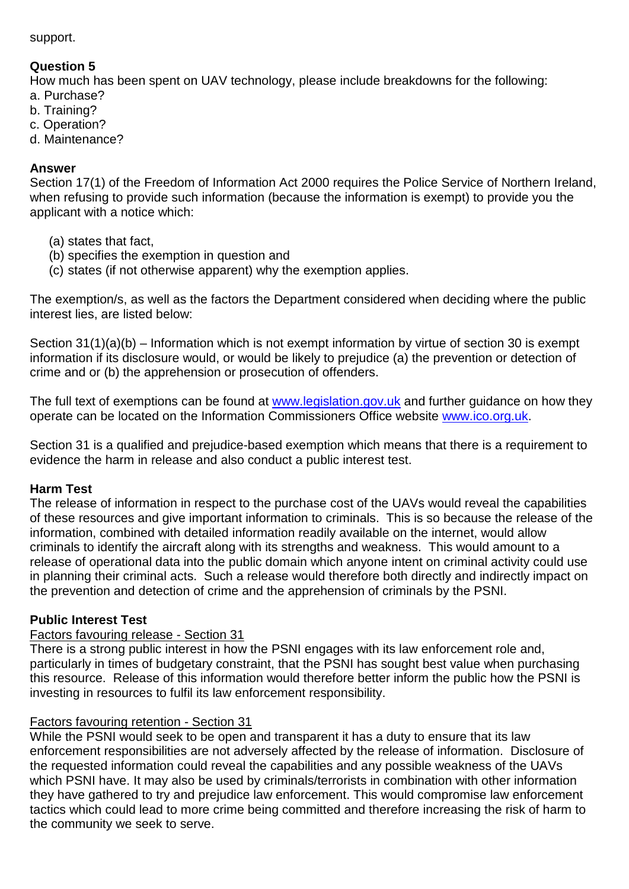support.

**Question 5**
How much has been spent on UAV technology, please include breakdowns for the following:
a. Purchase?
b. Training?
c. Operation?
d. Maintenance?

**Answer**
Section 17(1) of the Freedom of Information Act 2000 requires the Police Service of Northern Ireland, when refusing to provide such information (because the information is exempt) to provide you the applicant with a notice which:

(a) states that fact,
(b) specifies the exemption in question and
(c) states (if not otherwise apparent) why the exemption applies.

The exemption/s, as well as the factors the Department considered when deciding where the public interest lies, are listed below:

Section 31(1)(a)(b) – Information which is not exempt information by virtue of section 30 is exempt information if its disclosure would, or would be likely to prejudice (a) the prevention or detection of crime and or (b) the apprehension or prosecution of offenders.

The full text of exemptions can be found at [www.legislation.gov.uk](http://www.legislation.gov.uk) and further guidance on how they operate can be located on the Information Commissioners Office website [www.ico.org.uk](http://www.ico.org.uk).

Section 31 is a qualified and prejudice-based exemption which means that there is a requirement to evidence the harm in release and also conduct a public interest test.

**Harm Test**
The release of information in respect to the purchase cost of the UAVs would reveal the capabilities of these resources and give important information to criminals. This is so because the release of the information, combined with detailed information readily available on the internet, would allow criminals to identify the aircraft along with its strengths and weakness. This would amount to a release of operational data into the public domain which anyone intent on criminal activity could use in planning their criminal acts. Such a release would therefore both directly and indirectly impact on the prevention and detection of crime and the apprehension of criminals by the PSNI.

**Public Interest Test**
<u>Factors favouring release - Section 31</u>
There is a strong public interest in how the PSNI engages with its law enforcement role and, particularly in times of budgetary constraint, that the PSNI has sought best value when purchasing this resource. Release of this information would therefore better inform the public how the PSNI is investing in resources to fulfil its law enforcement responsibility.

<u>Factors favouring retention - Section 31</u>
While the PSNI would seek to be open and transparent it has a duty to ensure that its law enforcement responsibilities are not adversely affected by the release of information. Disclosure of the requested information could reveal the capabilities and any possible weakness of the UAVs which PSNI have. It may also be used by criminals/terrorists in combination with other information they have gathered to try and prejudice law enforcement. This would compromise law enforcement tactics which could lead to more crime being committed and therefore increasing the risk of harm to the community we seek to serve.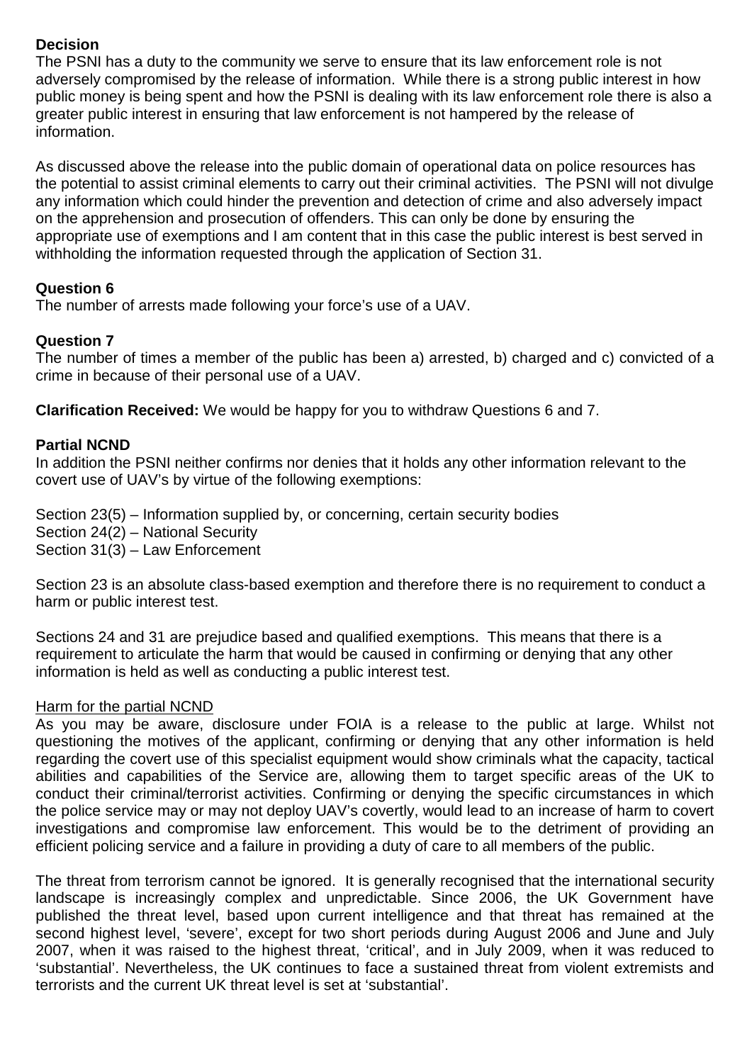**Decision**

The PSNI has a duty to the community we serve to ensure that its law enforcement role is not adversely compromised by the release of information. While there is a strong public interest in how public money is being spent and how the PSNI is dealing with its law enforcement role there is also a greater public interest in ensuring that law enforcement is not hampered by the release of information.

As discussed above the release into the public domain of operational data on police resources has the potential to assist criminal elements to carry out their criminal activities. The PSNI will not divulge any information which could hinder the prevention and detection of crime and also adversely impact on the apprehension and prosecution of offenders. This can only be done by ensuring the appropriate use of exemptions and I am content that in this case the public interest is best served in withholding the information requested through the application of Section 31.

**Question 6**

The number of arrests made following your force's use of a UAV.

**Question 7**

The number of times a member of the public has been a) arrested, b) charged and c) convicted of a crime in because of their personal use of a UAV.

**Clarification Received:** We would be happy for you to withdraw Questions 6 and 7.

**Partial NCND**

In addition the PSNI neither confirms nor denies that it holds any other information relevant to the covert use of UAV's by virtue of the following exemptions:

Section 23(5) – Information supplied by, or concerning, certain security bodies
Section 24(2) – National Security
Section 31(3) – Law Enforcement

Section 23 is an absolute class-based exemption and therefore there is no requirement to conduct a harm or public interest test.

Sections 24 and 31 are prejudice based and qualified exemptions. This means that there is a requirement to articulate the harm that would be caused in confirming or denying that any other information is held as well as conducting a public interest test.

<u>Harm for the partial NCND</u>

As you may be aware, disclosure under FOIA is a release to the public at large. Whilst not questioning the motives of the applicant, confirming or denying that any other information is held regarding the covert use of this specialist equipment would show criminals what the capacity, tactical abilities and capabilities of the Service are, allowing them to target specific areas of the UK to conduct their criminal/terrorist activities. Confirming or denying the specific circumstances in which the police service may or may not deploy UAV's covertly, would lead to an increase of harm to covert investigations and compromise law enforcement. This would be to the detriment of providing an efficient policing service and a failure in providing a duty of care to all members of the public.

The threat from terrorism cannot be ignored. It is generally recognised that the international security landscape is increasingly complex and unpredictable. Since 2006, the UK Government have published the threat level, based upon current intelligence and that threat has remained at the second highest level, 'severe', except for two short periods during August 2006 and June and July 2007, when it was raised to the highest threat, 'critical', and in July 2009, when it was reduced to 'substantial'. Nevertheless, the UK continues to face a sustained threat from violent extremists and terrorists and the current UK threat level is set at 'substantial'.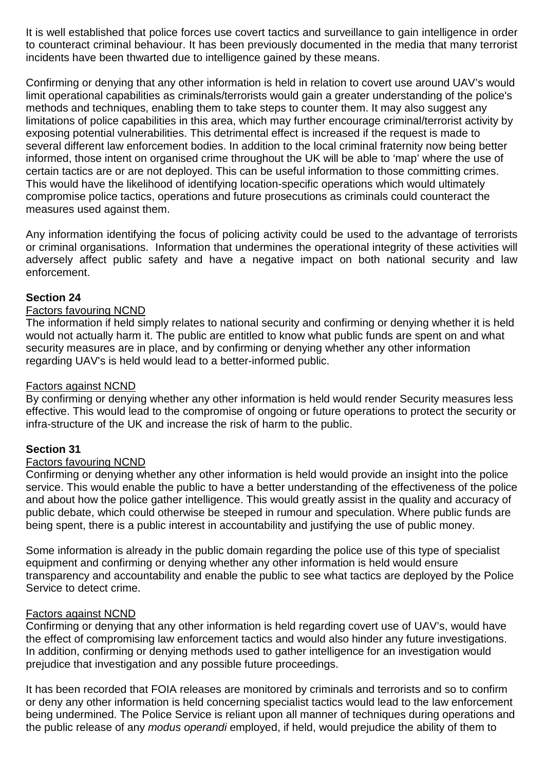It is well established that police forces use covert tactics and surveillance to gain intelligence in order to counteract criminal behaviour. It has been previously documented in the media that many terrorist incidents have been thwarted due to intelligence gained by these means.

Confirming or denying that any other information is held in relation to covert use around UAV's would limit operational capabilities as criminals/terrorists would gain a greater understanding of the police's methods and techniques, enabling them to take steps to counter them. It may also suggest any limitations of police capabilities in this area, which may further encourage criminal/terrorist activity by exposing potential vulnerabilities. This detrimental effect is increased if the request is made to several different law enforcement bodies. In addition to the local criminal fraternity now being better informed, those intent on organised crime throughout the UK will be able to 'map' where the use of certain tactics are or are not deployed. This can be useful information to those committing crimes. This would have the likelihood of identifying location-specific operations which would ultimately compromise police tactics, operations and future prosecutions as criminals could counteract the measures used against them.

Any information identifying the focus of policing activity could be used to the advantage of terrorists or criminal organisations. Information that undermines the operational integrity of these activities will adversely affect public safety and have a negative impact on both national security and law enforcement.

**Section 24**

Factors favouring NCND

The information if held simply relates to national security and confirming or denying whether it is held would not actually harm it. The public are entitled to know what public funds are spent on and what security measures are in place, and by confirming or denying whether any other information regarding UAV's is held would lead to a better-informed public.

Factors against NCND

By confirming or denying whether any other information is held would render Security measures less effective. This would lead to the compromise of ongoing or future operations to protect the security or infra-structure of the UK and increase the risk of harm to the public.

**Section 31**

Factors favouring NCND

Confirming or denying whether any other information is held would provide an insight into the police service. This would enable the public to have a better understanding of the effectiveness of the police and about how the police gather intelligence. This would greatly assist in the quality and accuracy of public debate, which could otherwise be steeped in rumour and speculation. Where public funds are being spent, there is a public interest in accountability and justifying the use of public money.

Some information is already in the public domain regarding the police use of this type of specialist equipment and confirming or denying whether any other information is held would ensure transparency and accountability and enable the public to see what tactics are deployed by the Police Service to detect crime.

Factors against NCND

Confirming or denying that any other information is held regarding covert use of UAV's, would have the effect of compromising law enforcement tactics and would also hinder any future investigations. In addition, confirming or denying methods used to gather intelligence for an investigation would prejudice that investigation and any possible future proceedings.

It has been recorded that FOIA releases are monitored by criminals and terrorists and so to confirm or deny any other information is held concerning specialist tactics would lead to the law enforcement being undermined. The Police Service is reliant upon all manner of techniques during operations and the public release of any *modus operandi* employed, if held, would prejudice the ability of them to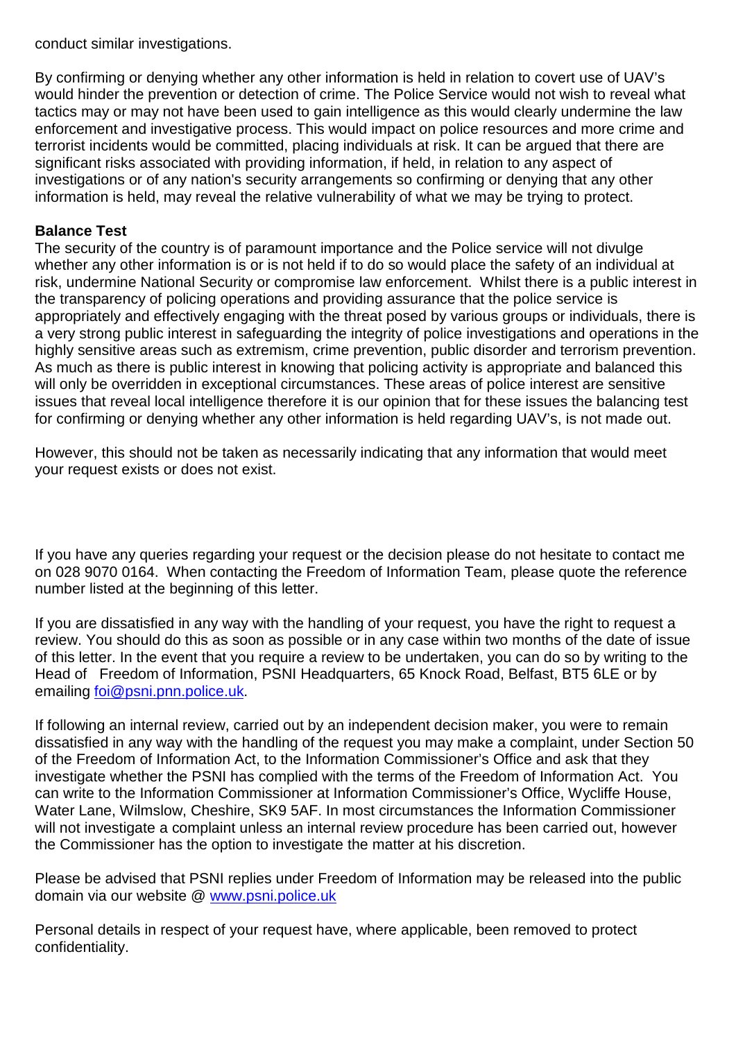conduct similar investigations.

By confirming or denying whether any other information is held in relation to covert use of UAV's would hinder the prevention or detection of crime. The Police Service would not wish to reveal what tactics may or may not have been used to gain intelligence as this would clearly undermine the law enforcement and investigative process. This would impact on police resources and more crime and terrorist incidents would be committed, placing individuals at risk. It can be argued that there are significant risks associated with providing information, if held, in relation to any aspect of investigations or of any nation's security arrangements so confirming or denying that any other information is held, may reveal the relative vulnerability of what we may be trying to protect.

**Balance Test**

The security of the country is of paramount importance and the Police service will not divulge whether any other information is or is not held if to do so would place the safety of an individual at risk, undermine National Security or compromise law enforcement. Whilst there is a public interest in the transparency of policing operations and providing assurance that the police service is appropriately and effectively engaging with the threat posed by various groups or individuals, there is a very strong public interest in safeguarding the integrity of police investigations and operations in the highly sensitive areas such as extremism, crime prevention, public disorder and terrorism prevention. As much as there is public interest in knowing that policing activity is appropriate and balanced this will only be overridden in exceptional circumstances. These areas of police interest are sensitive issues that reveal local intelligence therefore it is our opinion that for these issues the balancing test for confirming or denying whether any other information is held regarding UAV's, is not made out.

However, this should not be taken as necessarily indicating that any information that would meet your request exists or does not exist.

If you have any queries regarding your request or the decision please do not hesitate to contact me on 028 9070 0164. When contacting the Freedom of Information Team, please quote the reference number listed at the beginning of this letter.

If you are dissatisfied in any way with the handling of your request, you have the right to request a review. You should do this as soon as possible or in any case within two months of the date of issue of this letter. In the event that you require a review to be undertaken, you can do so by writing to the Head of Freedom of Information, PSNI Headquarters, 65 Knock Road, Belfast, BT5 6LE or by emailing foi@psni.pnn.police.uk.

If following an internal review, carried out by an independent decision maker, you were to remain dissatisfied in any way with the handling of the request you may make a complaint, under Section 50 of the Freedom of Information Act, to the Information Commissioner's Office and ask that they investigate whether the PSNI has complied with the terms of the Freedom of Information Act. You can write to the Information Commissioner at Information Commissioner's Office, Wycliffe House, Water Lane, Wilmslow, Cheshire, SK9 5AF. In most circumstances the Information Commissioner will not investigate a complaint unless an internal review procedure has been carried out, however the Commissioner has the option to investigate the matter at his discretion.

Please be advised that PSNI replies under Freedom of Information may be released into the public domain via our website @ www.psni.police.uk

Personal details in respect of your request have, where applicable, been removed to protect confidentiality.